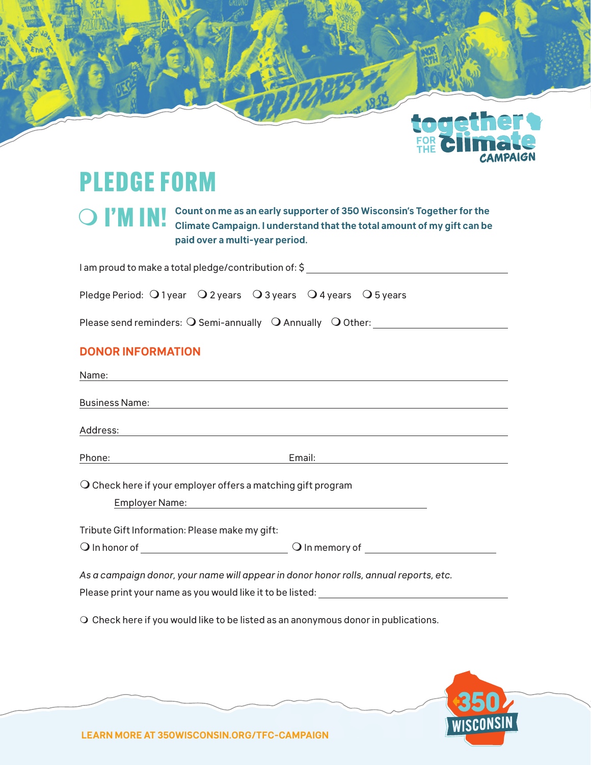together FOR THE climate CAMPAIGN

# PLEDGE FORM

❍ **I'M IN!** **Count on me as an early supporter of 350 Wisconsin's Together for the Climate Campaign. I understand that the total amount of my gift can be paid over a multi-year period.**

I am proud to make a total pledge/contribution of: $ ________________________

Pledge Period: ❍ 1 year ❍ 2 years ❍ 3 years ❍ 4 years ❍ 5 years

Please send reminders: ❍ Semi-annually ❍ Annually ❍ Other: ____________

## DONOR INFORMATION

Name: ________________________

Business Name: ________________________

Address: ________________________

Phone: ________________ Email: ________________

❍ Check here if your employer offers a matching gift program

Employer Name: ________________________

Tribute Gift Information: Please make my gift:

❍ In honor of ________________ ❍ In memory of ________________

*As a campaign donor, your name will appear in donor honor rolls, annual reports, etc.*

Please print your name as you would like it to be listed: ________________________

❍ Check here if you would like to be listed as an anonymous donor in publications.

**LEARN MORE AT 350WISCONSIN.ORG/TFC-CAMPAIGN**

350 WISCONSIN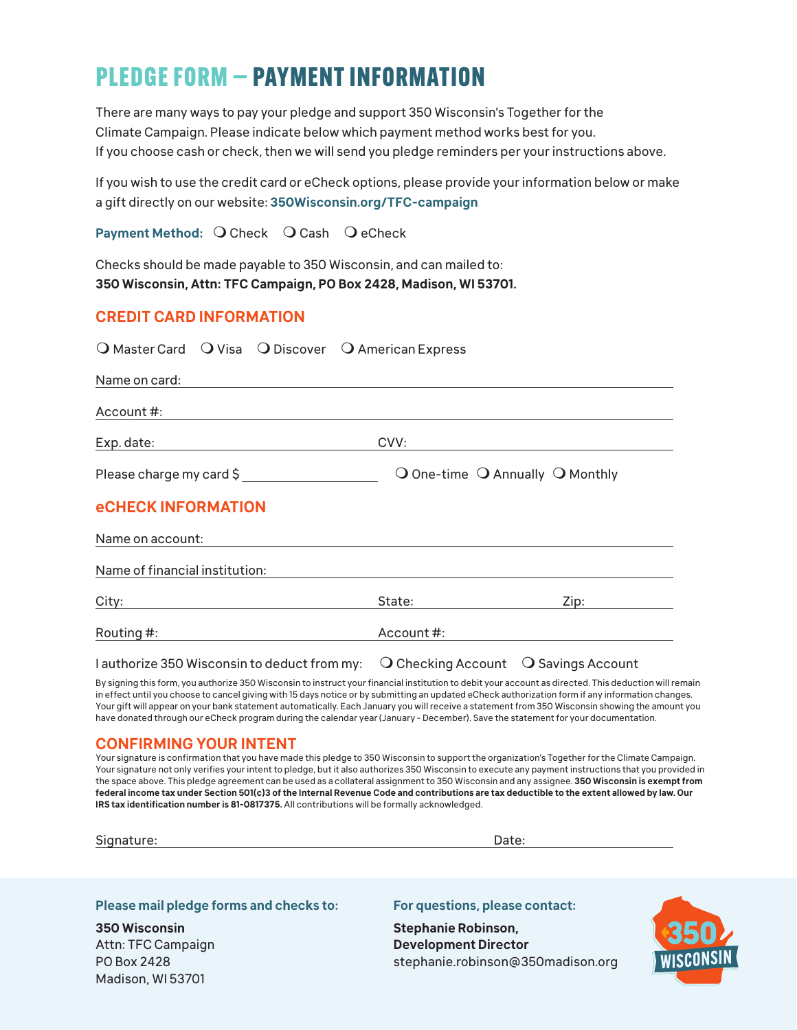# PLEDGE FORM — PAYMENT INFORMATION

There are many ways to pay your pledge and support 350 Wisconsin's Together for the Climate Campaign. Please indicate below which payment method works best for you. If you choose cash or check, then we will send you pledge reminders per your instructions above.

If you wish to use the credit card or eCheck options, please provide your information below or make a gift directly on our website: **350Wisconsin.org/TFC-campaign**

**Payment Method:** ❍ Check ❍ Cash ❍ eCheck

Checks should be made payable to 350 Wisconsin, and can mailed to:
**350 Wisconsin, Attn: TFC Campaign, PO Box 2428, Madison, WI 53701.**

## CREDIT CARD INFORMATION

❍ Master Card ❍ Visa ❍ Discover ❍ American Express

Name on card: ______________________________

Account #: ______________________________

Exp. date: ______________ CVV: ______________

Please charge my card $ ______________ ❍ One-time ❍ Annually ❍ Monthly

## eCHECK INFORMATION

Name on account: ______________________________

Name of financial institution: ______________________________

City: ______________ State: ______________ Zip: ______________

Routing #: ______________ Account #: ______________

I authorize 350 Wisconsin to deduct from my: ❍ Checking Account ❍ Savings Account

By signing this form, you authorize 350 Wisconsin to instruct your financial institution to debit your account as directed. This deduction will remain in effect until you choose to cancel giving with 15 days notice or by submitting an updated eCheck authorization form if any information changes. Your gift will appear on your bank statement automatically. Each January you will receive a statement from 350 Wisconsin showing the amount you have donated through our eCheck program during the calendar year (January - December). Save the statement for your documentation.

## CONFIRMING YOUR INTENT

Your signature is confirmation that you have made this pledge to 350 Wisconsin to support the organization's Together for the Climate Campaign. Your signature not only verifies your intent to pledge, but it also authorizes 350 Wisconsin to execute any payment instructions that you provided in the space above. This pledge agreement can be used as a collateral assignment to 350 Wisconsin and any assignee. **350 Wisconsin is exempt from federal income tax under Section 501(c)3 of the Internal Revenue Code and contributions are tax deductible to the extent allowed by law. Our IRS tax identification number is 81-0817375.** All contributions will be formally acknowledged.

Signature: ______________________________ Date: ______________

**Please mail pledge forms and checks to:**

**350 Wisconsin**
Attn: TFC Campaign
PO Box 2428
Madison, WI 53701

**For questions, please contact:**

**Stephanie Robinson,**
**Development Director**
stephanie.robinson@350madison.org